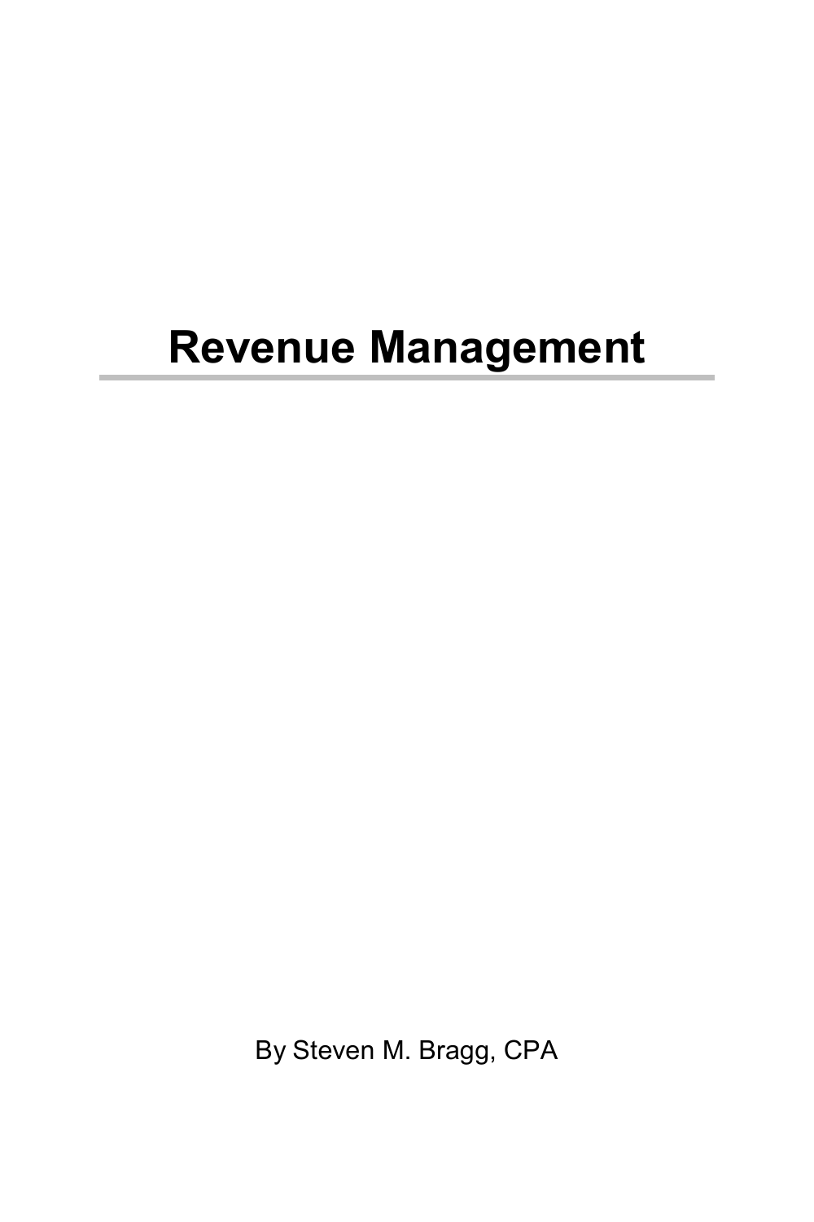# Revenue Management

By Steven M. Bragg, CPA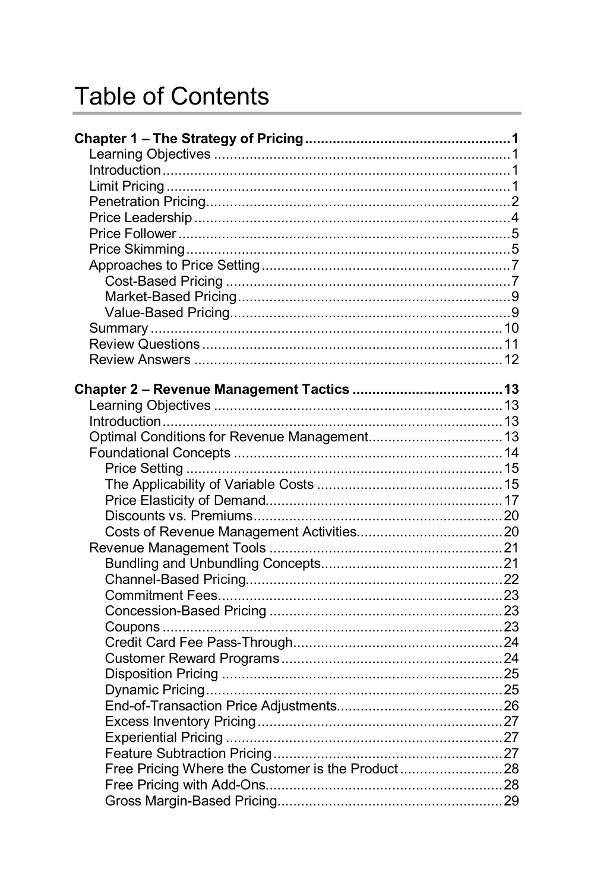# Table of Contents

**Chapter 1 – The Strategy of Pricing .................................................. 1**

- Learning Objectives ........................................................................ 1
- Introduction .................................................................................... 1
- Limit Pricing .................................................................................... 1
- Penetration Pricing .......................................................................... 2
- Price Leadership .............................................................................. 4
- Price Follower .................................................................................. 5
- Price Skimming ................................................................................ 5
- Approaches to Price Setting ............................................................ 7
  - Cost-Based Pricing ...................................................................... 7
  - Market-Based Pricing .................................................................. 9
  - Value-Based Pricing .................................................................... 9
- Summary ........................................................................................ 10
- Review Questions ........................................................................... 11
- Review Answers ............................................................................. 12

**Chapter 2 – Revenue Management Tactics ..................................... 13**

- Learning Objectives ........................................................................ 13
- Introduction .................................................................................... 13
- Optimal Conditions for Revenue Management ................................ 13
- Foundational Concepts ................................................................... 14
  - Price Setting ............................................................................... 15
  - The Applicability of Variable Costs ............................................. 15
  - Price Elasticity of Demand .......................................................... 17
  - Discounts vs. Premiums .............................................................. 20
  - Costs of Revenue Management Activities ................................... 20
- Revenue Management Tools .......................................................... 21
  - Bundling and Unbundling Concepts ............................................ 21
  - Channel-Based Pricing ............................................................... 22
  - Commitment Fees ....................................................................... 23
  - Concession-Based Pricing .......................................................... 23
  - Coupons ..................................................................................... 23
  - Credit Card Fee Pass-Through .................................................... 24
  - Customer Reward Programs ....................................................... 24
  - Disposition Pricing ..................................................................... 25
  - Dynamic Pricing ......................................................................... 25
  - End-of-Transaction Price Adjustments ......................................... 26
  - Excess Inventory Pricing ............................................................. 27
  - Experiential Pricing ..................................................................... 27
  - Feature Subtraction Pricing ......................................................... 27
  - Free Pricing Where the Customer is the Product .......................... 28
  - Free Pricing with Add-Ons ........................................................... 28
  - Gross Margin-Based Pricing ....................................................... 29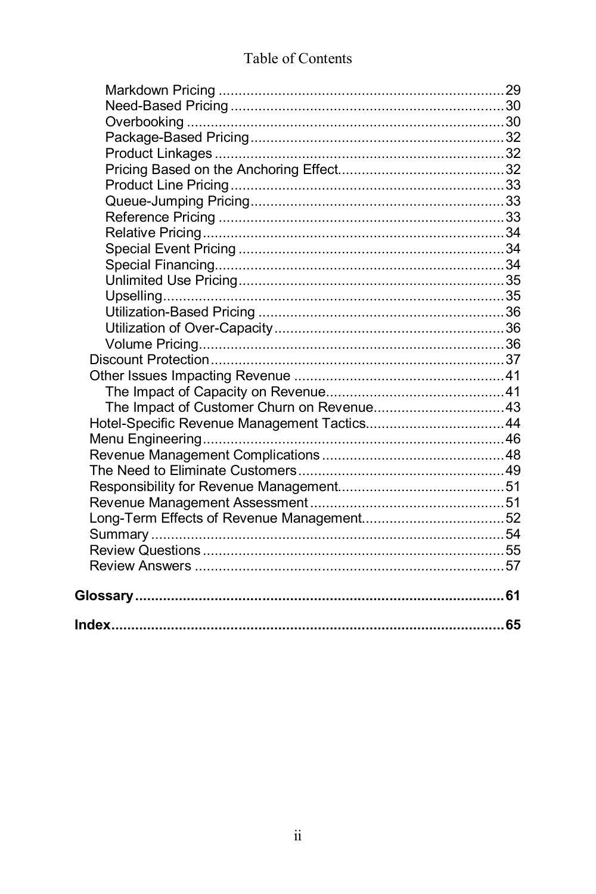Table of Contents

- Markdown Pricing ........................................................................ 29
- Need-Based Pricing ..................................................................... 30
- Overbooking ................................................................................ 30
- Package-Based Pricing ................................................................ 32
- Product Linkages ......................................................................... 32
- Pricing Based on the Anchoring Effect ......................................... 32
- Product Line Pricing ..................................................................... 33
- Queue-Jumping Pricing ................................................................ 33
- Reference Pricing ........................................................................ 33
- Relative Pricing ............................................................................ 34
- Special Event Pricing ................................................................... 34
- Special Financing ......................................................................... 34
- Unlimited Use Pricing ................................................................... 35
- Upselling ...................................................................................... 35
- Utilization-Based Pricing .............................................................. 36
- Utilization of Over-Capacity .......................................................... 36
- Volume Pricing ............................................................................. 36

Discount Protection .......................................................................... 37

Other Issues Impacting Revenue ..................................................... 41

- The Impact of Capacity on Revenue ............................................. 41
- The Impact of Customer Churn on Revenue ................................. 43

Hotel-Specific Revenue Management Tactics ................................... 44

Menu Engineering ............................................................................ 46

Revenue Management Complications .............................................. 48

The Need to Eliminate Customers .................................................... 49

Responsibility for Revenue Management .......................................... 51

Revenue Management Assessment ................................................. 51

Long-Term Effects of Revenue Management .................................... 52

Summary .......................................................................................... 54

Review Questions ............................................................................ 55

Review Answers .............................................................................. 57

**Glossary ........................................................................................... 61**

**Index ................................................................................................ 65**